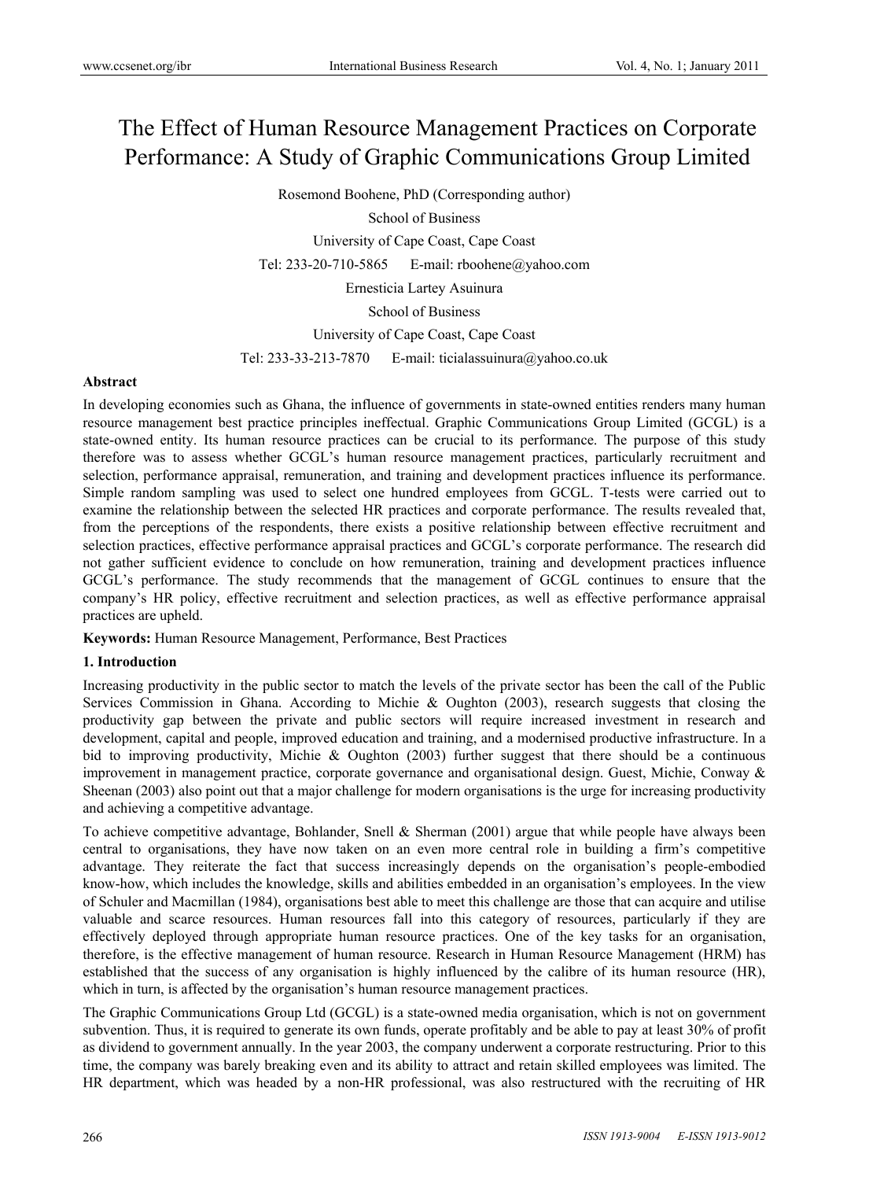# The Effect of Human Resource Management Practices on Corporate Performance: A Study of Graphic Communications Group Limited

Rosemond Boohene, PhD (Corresponding author)

School of Business

University of Cape Coast, Cape Coast

Tel: 233-20-710-5865 E-mail: rboohene@yahoo.com

Ernesticia Lartey Asuinura

School of Business

University of Cape Coast, Cape Coast

Tel: 233-33-213-7870 E-mail: ticialassuinura@yahoo.co.uk

**Abstract**

In developing economies such as Ghana, the influence of governments in state-owned entities renders many human resource management best practice principles ineffectual. Graphic Communications Group Limited (GCGL) is a state-owned entity. Its human resource practices can be crucial to its performance. The purpose of this study therefore was to assess whether GCGL's human resource management practices, particularly recruitment and selection, performance appraisal, remuneration, and training and development practices influence its performance. Simple random sampling was used to select one hundred employees from GCGL. T-tests were carried out to examine the relationship between the selected HR practices and corporate performance. The results revealed that, from the perceptions of the respondents, there exists a positive relationship between effective recruitment and selection practices, effective performance appraisal practices and GCGL's corporate performance. The research did not gather sufficient evidence to conclude on how remuneration, training and development practices influence GCGL's performance. The study recommends that the management of GCGL continues to ensure that the company's HR policy, effective recruitment and selection practices, as well as effective performance appraisal practices are upheld.

**Keywords:** Human Resource Management, Performance, Best Practices

## 1. Introduction

Increasing productivity in the public sector to match the levels of the private sector has been the call of the Public Services Commission in Ghana. According to Michie & Oughton (2003), research suggests that closing the productivity gap between the private and public sectors will require increased investment in research and development, capital and people, improved education and training, and a modernised productive infrastructure. In a bid to improving productivity, Michie & Oughton (2003) further suggest that there should be a continuous improvement in management practice, corporate governance and organisational design. Guest, Michie, Conway & Sheenan (2003) also point out that a major challenge for modern organisations is the urge for increasing productivity and achieving a competitive advantage.

To achieve competitive advantage, Bohlander, Snell & Sherman (2001) argue that while people have always been central to organisations, they have now taken on an even more central role in building a firm's competitive advantage. They reiterate the fact that success increasingly depends on the organisation's people-embodied know-how, which includes the knowledge, skills and abilities embedded in an organisation's employees. In the view of Schuler and Macmillan (1984), organisations best able to meet this challenge are those that can acquire and utilise valuable and scarce resources. Human resources fall into this category of resources, particularly if they are effectively deployed through appropriate human resource practices. One of the key tasks for an organisation, therefore, is the effective management of human resource. Research in Human Resource Management (HRM) has established that the success of any organisation is highly influenced by the calibre of its human resource (HR), which in turn, is affected by the organisation's human resource management practices.

The Graphic Communications Group Ltd (GCGL) is a state-owned media organisation, which is not on government subvention. Thus, it is required to generate its own funds, operate profitably and be able to pay at least 30% of profit as dividend to government annually. In the year 2003, the company underwent a corporate restructuring. Prior to this time, the company was barely breaking even and its ability to attract and retain skilled employees was limited. The HR department, which was headed by a non-HR professional, was also restructured with the recruiting of HR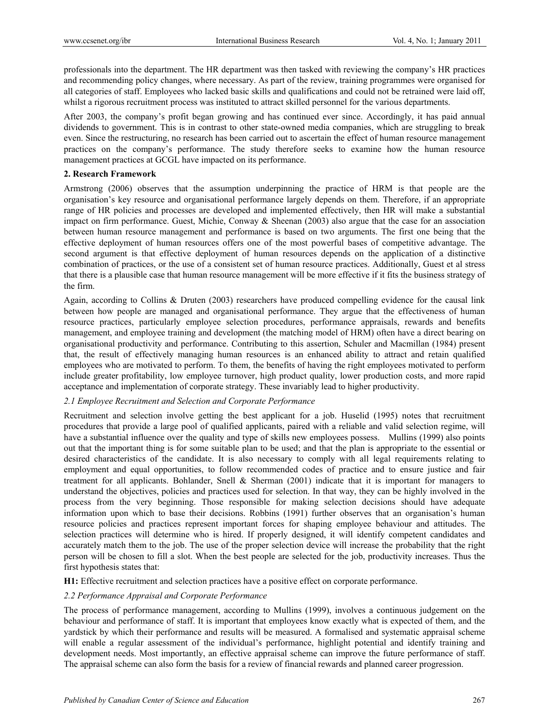professionals into the department. The HR department was then tasked with reviewing the company's HR practices and recommending policy changes, where necessary. As part of the review, training programmes were organised for all categories of staff. Employees who lacked basic skills and qualifications and could not be retrained were laid off, whilst a rigorous recruitment process was instituted to attract skilled personnel for the various departments.

After 2003, the company's profit began growing and has continued ever since. Accordingly, it has paid annual dividends to government. This is in contrast to other state-owned media companies, which are struggling to break even. Since the restructuring, no research has been carried out to ascertain the effect of human resource management practices on the company's performance. The study therefore seeks to examine how the human resource management practices at GCGL have impacted on its performance.

## 2. Research Framework

Armstrong (2006) observes that the assumption underpinning the practice of HRM is that people are the organisation's key resource and organisational performance largely depends on them. Therefore, if an appropriate range of HR policies and processes are developed and implemented effectively, then HR will make a substantial impact on firm performance. Guest, Michie, Conway & Sheenan (2003) also argue that the case for an association between human resource management and performance is based on two arguments. The first one being that the effective deployment of human resources offers one of the most powerful bases of competitive advantage. The second argument is that effective deployment of human resources depends on the application of a distinctive combination of practices, or the use of a consistent set of human resource practices. Additionally, Guest et al stress that there is a plausible case that human resource management will be more effective if it fits the business strategy of the firm.

Again, according to Collins & Druten (2003) researchers have produced compelling evidence for the causal link between how people are managed and organisational performance. They argue that the effectiveness of human resource practices, particularly employee selection procedures, performance appraisals, rewards and benefits management, and employee training and development (the matching model of HRM) often have a direct bearing on organisational productivity and performance. Contributing to this assertion, Schuler and Macmillan (1984) present that, the result of effectively managing human resources is an enhanced ability to attract and retain qualified employees who are motivated to perform. To them, the benefits of having the right employees motivated to perform include greater profitability, low employee turnover, high product quality, lower production costs, and more rapid acceptance and implementation of corporate strategy. These invariably lead to higher productivity.

### *2.1 Employee Recruitment and Selection and Corporate Performance*

Recruitment and selection involve getting the best applicant for a job. Huselid (1995) notes that recruitment procedures that provide a large pool of qualified applicants, paired with a reliable and valid selection regime, will have a substantial influence over the quality and type of skills new employees possess. Mullins (1999) also points out that the important thing is for some suitable plan to be used; and that the plan is appropriate to the essential or desired characteristics of the candidate. It is also necessary to comply with all legal requirements relating to employment and equal opportunities, to follow recommended codes of practice and to ensure justice and fair treatment for all applicants. Bohlander, Snell & Sherman (2001) indicate that it is important for managers to understand the objectives, policies and practices used for selection. In that way, they can be highly involved in the process from the very beginning. Those responsible for making selection decisions should have adequate information upon which to base their decisions. Robbins (1991) further observes that an organisation's human resource policies and practices represent important forces for shaping employee behaviour and attitudes. The selection practices will determine who is hired. If properly designed, it will identify competent candidates and accurately match them to the job. The use of the proper selection device will increase the probability that the right person will be chosen to fill a slot. When the best people are selected for the job, productivity increases. Thus the first hypothesis states that:

**H1:** Effective recruitment and selection practices have a positive effect on corporate performance.

### *2.2 Performance Appraisal and Corporate Performance*

The process of performance management, according to Mullins (1999), involves a continuous judgement on the behaviour and performance of staff. It is important that employees know exactly what is expected of them, and the yardstick by which their performance and results will be measured. A formalised and systematic appraisal scheme will enable a regular assessment of the individual's performance, highlight potential and identify training and development needs. Most importantly, an effective appraisal scheme can improve the future performance of staff. The appraisal scheme can also form the basis for a review of financial rewards and planned career progression.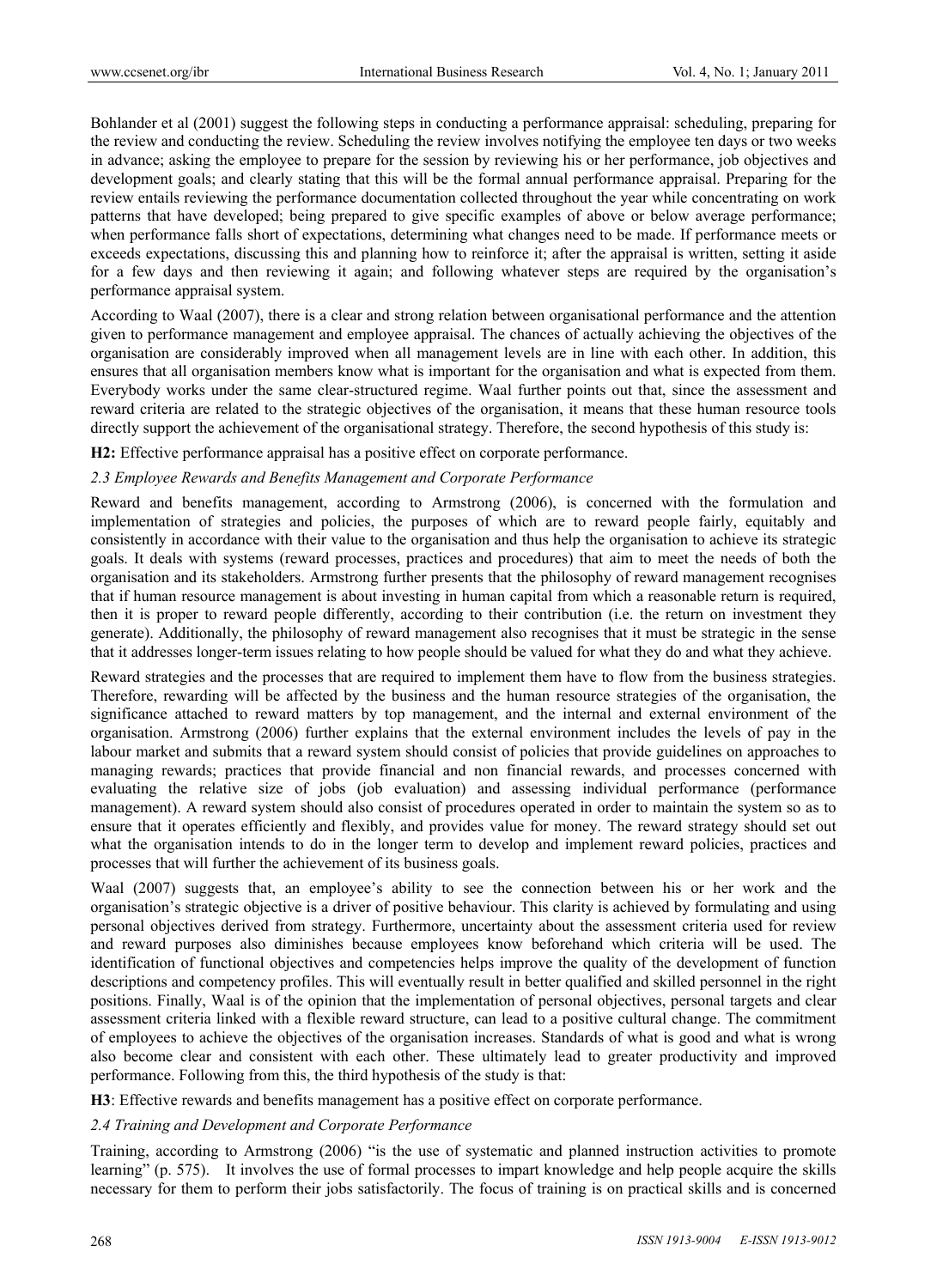Bohlander et al (2001) suggest the following steps in conducting a performance appraisal: scheduling, preparing for the review and conducting the review. Scheduling the review involves notifying the employee ten days or two weeks in advance; asking the employee to prepare for the session by reviewing his or her performance, job objectives and development goals; and clearly stating that this will be the formal annual performance appraisal. Preparing for the review entails reviewing the performance documentation collected throughout the year while concentrating on work patterns that have developed; being prepared to give specific examples of above or below average performance; when performance falls short of expectations, determining what changes need to be made. If performance meets or exceeds expectations, discussing this and planning how to reinforce it; after the appraisal is written, setting it aside for a few days and then reviewing it again; and following whatever steps are required by the organisation's performance appraisal system.

According to Waal (2007), there is a clear and strong relation between organisational performance and the attention given to performance management and employee appraisal. The chances of actually achieving the objectives of the organisation are considerably improved when all management levels are in line with each other. In addition, this ensures that all organisation members know what is important for the organisation and what is expected from them. Everybody works under the same clear-structured regime. Waal further points out that, since the assessment and reward criteria are related to the strategic objectives of the organisation, it means that these human resource tools directly support the achievement of the organisational strategy. Therefore, the second hypothesis of this study is:

**H2:** Effective performance appraisal has a positive effect on corporate performance.

### *2.3 Employee Rewards and Benefits Management and Corporate Performance*

Reward and benefits management, according to Armstrong (2006), is concerned with the formulation and implementation of strategies and policies, the purposes of which are to reward people fairly, equitably and consistently in accordance with their value to the organisation and thus help the organisation to achieve its strategic goals. It deals with systems (reward processes, practices and procedures) that aim to meet the needs of both the organisation and its stakeholders. Armstrong further presents that the philosophy of reward management recognises that if human resource management is about investing in human capital from which a reasonable return is required, then it is proper to reward people differently, according to their contribution (i.e. the return on investment they generate). Additionally, the philosophy of reward management also recognises that it must be strategic in the sense that it addresses longer-term issues relating to how people should be valued for what they do and what they achieve.

Reward strategies and the processes that are required to implement them have to flow from the business strategies. Therefore, rewarding will be affected by the business and the human resource strategies of the organisation, the significance attached to reward matters by top management, and the internal and external environment of the organisation. Armstrong (2006) further explains that the external environment includes the levels of pay in the labour market and submits that a reward system should consist of policies that provide guidelines on approaches to managing rewards; practices that provide financial and non financial rewards, and processes concerned with evaluating the relative size of jobs (job evaluation) and assessing individual performance (performance management). A reward system should also consist of procedures operated in order to maintain the system so as to ensure that it operates efficiently and flexibly, and provides value for money. The reward strategy should set out what the organisation intends to do in the longer term to develop and implement reward policies, practices and processes that will further the achievement of its business goals.

Waal (2007) suggests that, an employee's ability to see the connection between his or her work and the organisation's strategic objective is a driver of positive behaviour. This clarity is achieved by formulating and using personal objectives derived from strategy. Furthermore, uncertainty about the assessment criteria used for review and reward purposes also diminishes because employees know beforehand which criteria will be used. The identification of functional objectives and competencies helps improve the quality of the development of function descriptions and competency profiles. This will eventually result in better qualified and skilled personnel in the right positions. Finally, Waal is of the opinion that the implementation of personal objectives, personal targets and clear assessment criteria linked with a flexible reward structure, can lead to a positive cultural change. The commitment of employees to achieve the objectives of the organisation increases. Standards of what is good and what is wrong also become clear and consistent with each other. These ultimately lead to greater productivity and improved performance. Following from this, the third hypothesis of the study is that:

**H3**: Effective rewards and benefits management has a positive effect on corporate performance.

### *2.4 Training and Development and Corporate Performance*

Training, according to Armstrong (2006) "is the use of systematic and planned instruction activities to promote learning" (p. 575). It involves the use of formal processes to impart knowledge and help people acquire the skills necessary for them to perform their jobs satisfactorily. The focus of training is on practical skills and is concerned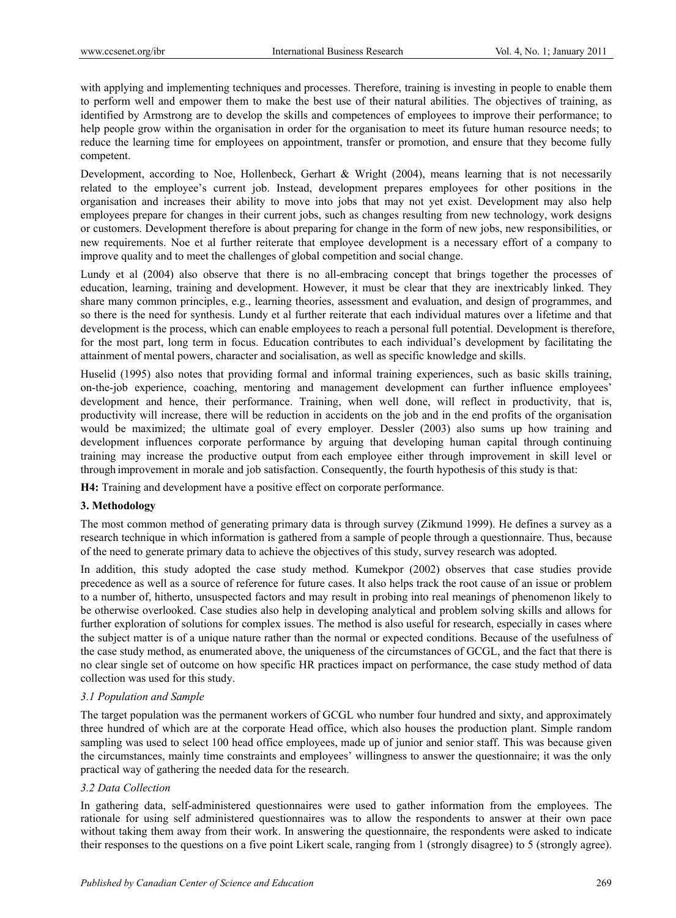with applying and implementing techniques and processes. Therefore, training is investing in people to enable them to perform well and empower them to make the best use of their natural abilities. The objectives of training, as identified by Armstrong are to develop the skills and competences of employees to improve their performance; to help people grow within the organisation in order for the organisation to meet its future human resource needs; to reduce the learning time for employees on appointment, transfer or promotion, and ensure that they become fully competent.

Development, according to Noe, Hollenbeck, Gerhart & Wright (2004), means learning that is not necessarily related to the employee's current job. Instead, development prepares employees for other positions in the organisation and increases their ability to move into jobs that may not yet exist. Development may also help employees prepare for changes in their current jobs, such as changes resulting from new technology, work designs or customers. Development therefore is about preparing for change in the form of new jobs, new responsibilities, or new requirements. Noe et al further reiterate that employee development is a necessary effort of a company to improve quality and to meet the challenges of global competition and social change.

Lundy et al (2004) also observe that there is no all-embracing concept that brings together the processes of education, learning, training and development. However, it must be clear that they are inextricably linked. They share many common principles, e.g., learning theories, assessment and evaluation, and design of programmes, and so there is the need for synthesis. Lundy et al further reiterate that each individual matures over a lifetime and that development is the process, which can enable employees to reach a personal full potential. Development is therefore, for the most part, long term in focus. Education contributes to each individual's development by facilitating the attainment of mental powers, character and socialisation, as well as specific knowledge and skills.

Huselid (1995) also notes that providing formal and informal training experiences, such as basic skills training, on-the-job experience, coaching, mentoring and management development can further influence employees' development and hence, their performance. Training, when well done, will reflect in productivity, that is, productivity will increase, there will be reduction in accidents on the job and in the end profits of the organisation would be maximized; the ultimate goal of every employer. Dessler (2003) also sums up how training and development influences corporate performance by arguing that developing human capital through continuing training may increase the productive output from each employee either through improvement in skill level or through improvement in morale and job satisfaction. Consequently, the fourth hypothesis of this study is that:

**H4:** Training and development have a positive effect on corporate performance.

## 3. Methodology

The most common method of generating primary data is through survey (Zikmund 1999). He defines a survey as a research technique in which information is gathered from a sample of people through a questionnaire. Thus, because of the need to generate primary data to achieve the objectives of this study, survey research was adopted.

In addition, this study adopted the case study method. Kumekpor (2002) observes that case studies provide precedence as well as a source of reference for future cases. It also helps track the root cause of an issue or problem to a number of, hitherto, unsuspected factors and may result in probing into real meanings of phenomenon likely to be otherwise overlooked. Case studies also help in developing analytical and problem solving skills and allows for further exploration of solutions for complex issues. The method is also useful for research, especially in cases where the subject matter is of a unique nature rather than the normal or expected conditions. Because of the usefulness of the case study method, as enumerated above, the uniqueness of the circumstances of GCGL, and the fact that there is no clear single set of outcome on how specific HR practices impact on performance, the case study method of data collection was used for this study.

### *3.1 Population and Sample*

The target population was the permanent workers of GCGL who number four hundred and sixty, and approximately three hundred of which are at the corporate Head office, which also houses the production plant. Simple random sampling was used to select 100 head office employees, made up of junior and senior staff. This was because given the circumstances, mainly time constraints and employees' willingness to answer the questionnaire; it was the only practical way of gathering the needed data for the research.

### *3.2 Data Collection*

In gathering data, self-administered questionnaires were used to gather information from the employees. The rationale for using self administered questionnaires was to allow the respondents to answer at their own pace without taking them away from their work. In answering the questionnaire, the respondents were asked to indicate their responses to the questions on a five point Likert scale, ranging from 1 (strongly disagree) to 5 (strongly agree).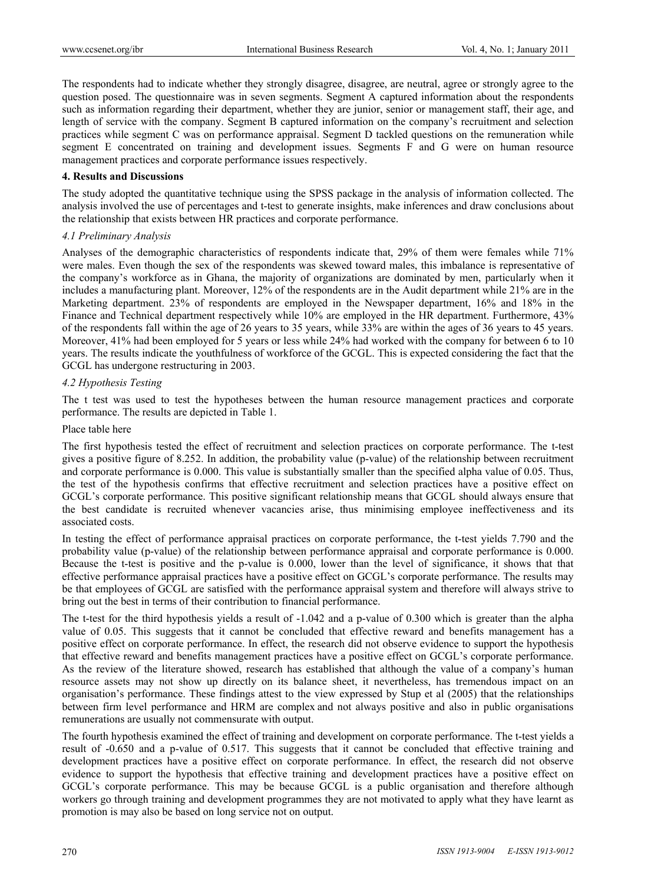The respondents had to indicate whether they strongly disagree, disagree, are neutral, agree or strongly agree to the question posed. The questionnaire was in seven segments. Segment A captured information about the respondents such as information regarding their department, whether they are junior, senior or management staff, their age, and length of service with the company. Segment B captured information on the company's recruitment and selection practices while segment C was on performance appraisal. Segment D tackled questions on the remuneration while segment E concentrated on training and development issues. Segments F and G were on human resource management practices and corporate performance issues respectively.

## 4. Results and Discussions

The study adopted the quantitative technique using the SPSS package in the analysis of information collected. The analysis involved the use of percentages and t-test to generate insights, make inferences and draw conclusions about the relationship that exists between HR practices and corporate performance.

### *4.1 Preliminary Analysis*

Analyses of the demographic characteristics of respondents indicate that, 29% of them were females while 71% were males. Even though the sex of the respondents was skewed toward males, this imbalance is representative of the company's workforce as in Ghana, the majority of organizations are dominated by men, particularly when it includes a manufacturing plant. Moreover, 12% of the respondents are in the Audit department while 21% are in the Marketing department. 23% of respondents are employed in the Newspaper department, 16% and 18% in the Finance and Technical department respectively while 10% are employed in the HR department. Furthermore, 43% of the respondents fall within the age of 26 years to 35 years, while 33% are within the ages of 36 years to 45 years. Moreover, 41% had been employed for 5 years or less while 24% had worked with the company for between 6 to 10 years. The results indicate the youthfulness of workforce of the GCGL. This is expected considering the fact that the GCGL has undergone restructuring in 2003.

### *4.2 Hypothesis Testing*

The t test was used to test the hypotheses between the human resource management practices and corporate performance. The results are depicted in Table 1.

Place table here

The first hypothesis tested the effect of recruitment and selection practices on corporate performance. The t-test gives a positive figure of 8.252. In addition, the probability value (p-value) of the relationship between recruitment and corporate performance is 0.000. This value is substantially smaller than the specified alpha value of 0.05. Thus, the test of the hypothesis confirms that effective recruitment and selection practices have a positive effect on GCGL's corporate performance. This positive significant relationship means that GCGL should always ensure that the best candidate is recruited whenever vacancies arise, thus minimising employee ineffectiveness and its associated costs.

In testing the effect of performance appraisal practices on corporate performance, the t-test yields 7.790 and the probability value (p-value) of the relationship between performance appraisal and corporate performance is 0.000. Because the t-test is positive and the p-value is 0.000, lower than the level of significance, it shows that that effective performance appraisal practices have a positive effect on GCGL's corporate performance. The results may be that employees of GCGL are satisfied with the performance appraisal system and therefore will always strive to bring out the best in terms of their contribution to financial performance.

The t-test for the third hypothesis yields a result of -1.042 and a p-value of 0.300 which is greater than the alpha value of 0.05. This suggests that it cannot be concluded that effective reward and benefits management has a positive effect on corporate performance. In effect, the research did not observe evidence to support the hypothesis that effective reward and benefits management practices have a positive effect on GCGL's corporate performance. As the review of the literature showed, research has established that although the value of a company's human resource assets may not show up directly on its balance sheet, it nevertheless, has tremendous impact on an organisation's performance. These findings attest to the view expressed by Stup et al (2005) that the relationships between firm level performance and HRM are complex and not always positive and also in public organisations remunerations are usually not commensurate with output.

The fourth hypothesis examined the effect of training and development on corporate performance. The t-test yields a result of -0.650 and a p-value of 0.517. This suggests that it cannot be concluded that effective training and development practices have a positive effect on corporate performance. In effect, the research did not observe evidence to support the hypothesis that effective training and development practices have a positive effect on GCGL's corporate performance. This may be because GCGL is a public organisation and therefore although workers go through training and development programmes they are not motivated to apply what they have learnt as promotion is may also be based on long service not on output.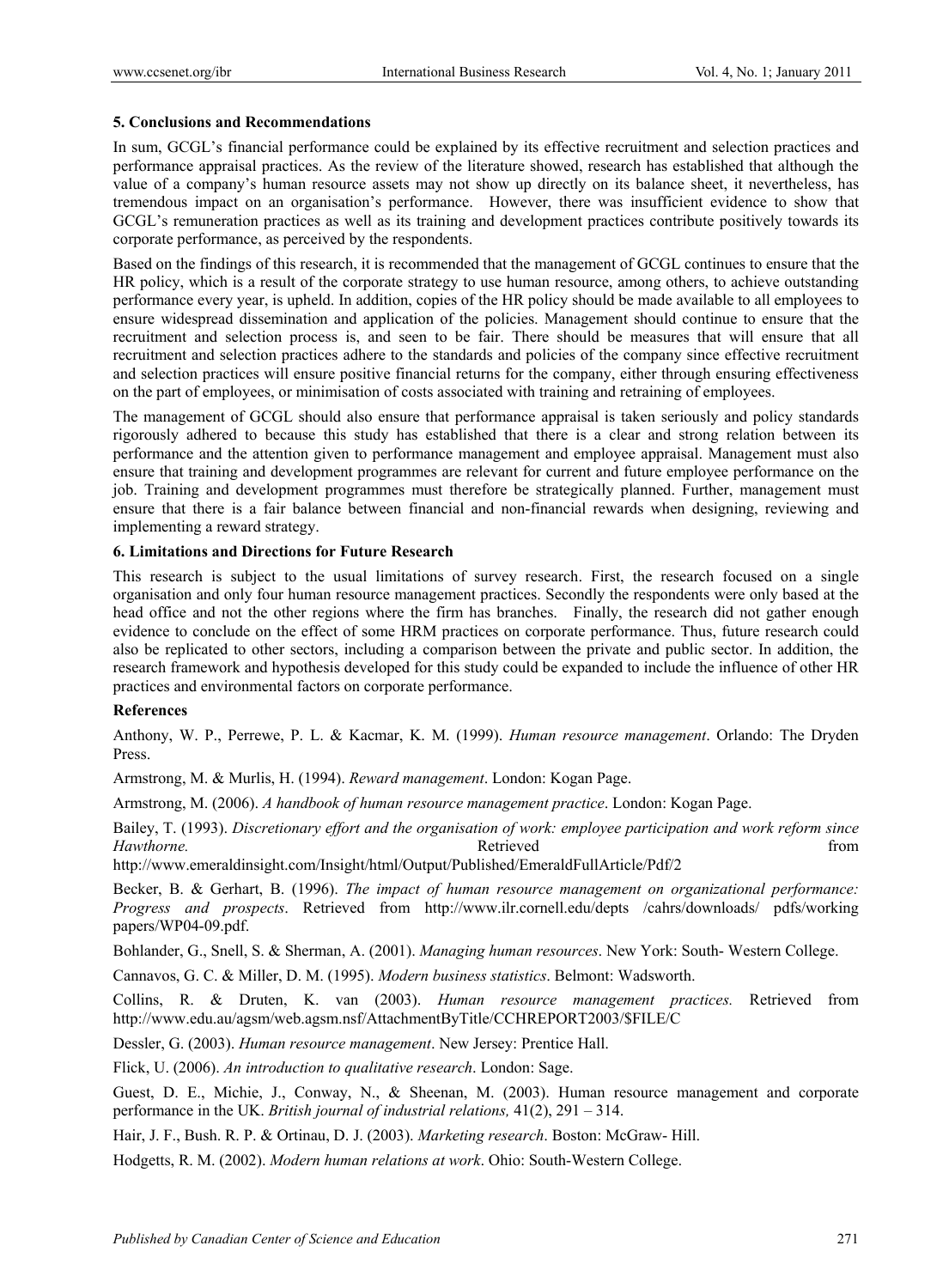### 5. Conclusions and Recommendations

In sum, GCGL's financial performance could be explained by its effective recruitment and selection practices and performance appraisal practices. As the review of the literature showed, research has established that although the value of a company's human resource assets may not show up directly on its balance sheet, it nevertheless, has tremendous impact on an organisation's performance. However, there was insufficient evidence to show that GCGL's remuneration practices as well as its training and development practices contribute positively towards its corporate performance, as perceived by the respondents.

Based on the findings of this research, it is recommended that the management of GCGL continues to ensure that the HR policy, which is a result of the corporate strategy to use human resource, among others, to achieve outstanding performance every year, is upheld. In addition, copies of the HR policy should be made available to all employees to ensure widespread dissemination and application of the policies. Management should continue to ensure that the recruitment and selection process is, and seen to be fair. There should be measures that will ensure that all recruitment and selection practices adhere to the standards and policies of the company since effective recruitment and selection practices will ensure positive financial returns for the company, either through ensuring effectiveness on the part of employees, or minimisation of costs associated with training and retraining of employees.

The management of GCGL should also ensure that performance appraisal is taken seriously and policy standards rigorously adhered to because this study has established that there is a clear and strong relation between its performance and the attention given to performance management and employee appraisal. Management must also ensure that training and development programmes are relevant for current and future employee performance on the job. Training and development programmes must therefore be strategically planned. Further, management must ensure that there is a fair balance between financial and non-financial rewards when designing, reviewing and implementing a reward strategy.

### 6. Limitations and Directions for Future Research

This research is subject to the usual limitations of survey research. First, the research focused on a single organisation and only four human resource management practices. Secondly the respondents were only based at the head office and not the other regions where the firm has branches. Finally, the research did not gather enough evidence to conclude on the effect of some HRM practices on corporate performance. Thus, future research could also be replicated to other sectors, including a comparison between the private and public sector. In addition, the research framework and hypothesis developed for this study could be expanded to include the influence of other HR practices and environmental factors on corporate performance.

### References

Anthony, W. P., Perrewe, P. L. & Kacmar, K. M. (1999). *Human resource management*. Orlando: The Dryden Press.

Armstrong, M. & Murlis, H. (1994). *Reward management*. London: Kogan Page.

Armstrong, M. (2006). *A handbook of human resource management practice*. London: Kogan Page.

Bailey, T. (1993). *Discretionary effort and the organisation of work: employee participation and work reform since Hawthorne.* Retrieved from http://www.emeraldinsight.com/Insight/html/Output/Published/EmeraldFullArticle/Pdf/2

Becker, B. & Gerhart, B. (1996). *The impact of human resource management on organizational performance: Progress and prospects*. Retrieved from http://www.ilr.cornell.edu/depts /cahrs/downloads/ pdfs/working papers/WP04-09.pdf.

Bohlander, G., Snell, S. & Sherman, A. (2001). *Managing human resources*. New York: South- Western College.

Cannavos, G. C. & Miller, D. M. (1995). *Modern business statistics*. Belmont: Wadsworth.

Collins, R. & Druten, K. van (2003). *Human resource management practices.* Retrieved from http://www.edu.au/agsm/web.agsm.nsf/AttachmentByTitle/CCHREPORT2003/$FILE/C

Dessler, G. (2003). *Human resource management*. New Jersey: Prentice Hall.

Flick, U. (2006). *An introduction to qualitative research*. London: Sage.

Guest, D. E., Michie, J., Conway, N., & Sheenan, M. (2003). Human resource management and corporate performance in the UK. *British journal of industrial relations,* 41(2), 291 – 314.

Hair, J. F., Bush. R. P. & Ortinau, D. J. (2003). *Marketing research*. Boston: McGraw- Hill.

Hodgetts, R. M. (2002). *Modern human relations at work*. Ohio: South-Western College.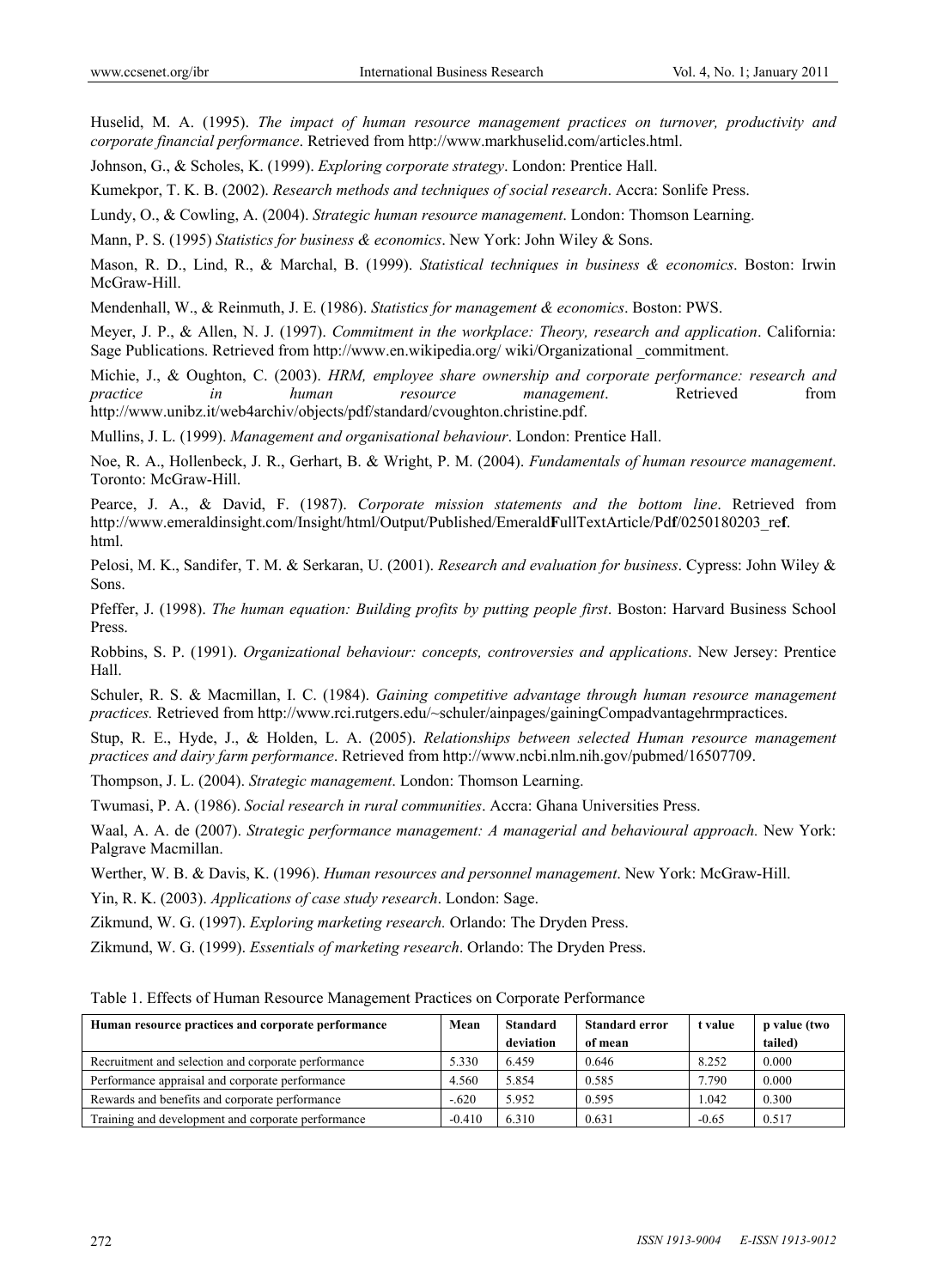Huselid, M. A. (1995). *The impact of human resource management practices on turnover, productivity and corporate financial performance*. Retrieved from http://www.markhuselid.com/articles.html.

Johnson, G., & Scholes, K. (1999). *Exploring corporate strategy*. London: Prentice Hall.

Kumekpor, T. K. B. (2002). *Research methods and techniques of social research*. Accra: Sonlife Press.

Lundy, O., & Cowling, A. (2004). *Strategic human resource management*. London: Thomson Learning.

Mann, P. S. (1995) *Statistics for business & economics*. New York: John Wiley & Sons.

Mason, R. D., Lind, R., & Marchal, B. (1999). *Statistical techniques in business & economics*. Boston: Irwin McGraw-Hill.

Mendenhall, W., & Reinmuth, J. E. (1986). *Statistics for management & economics*. Boston: PWS.

Meyer, J. P., & Allen, N. J. (1997). *Commitment in the workplace: Theory, research and application*. California: Sage Publications. Retrieved from http://www.en.wikipedia.org/ wiki/Organizational _commitment.

Michie, J., & Oughton, C. (2003). *HRM, employee share ownership and corporate performance: research and practice in human resource management*. Retrieved from http://www.unibz.it/web4archiv/objects/pdf/standard/cvoughton.christine.pdf.

Mullins, J. L. (1999). *Management and organisational behaviour*. London: Prentice Hall.

Noe, R. A., Hollenbeck, J. R., Gerhart, B. & Wright, P. M. (2004). *Fundamentals of human resource management*. Toronto: McGraw-Hill.

Pearce, J. A., & David, F. (1987). *Corporate mission statements and the bottom line*. Retrieved from http://www.emeraldinsight.com/Insight/html/Output/Published/EmeraldFullTextArticle/Pdf/0250180203_ref.html.

Pelosi, M. K., Sandifer, T. M. & Serkaran, U. (2001). *Research and evaluation for business*. Cypress: John Wiley & Sons.

Pfeffer, J. (1998). *The human equation: Building profits by putting people first*. Boston: Harvard Business School Press.

Robbins, S. P. (1991). *Organizational behaviour: concepts, controversies and applications*. New Jersey: Prentice Hall.

Schuler, R. S. & Macmillan, I. C. (1984). *Gaining competitive advantage through human resource management practices.* Retrieved from http://www.rci.rutgers.edu/~schuler/ainpages/gainingCompadvantagehrmpractices.

Stup, R. E., Hyde, J., & Holden, L. A. (2005). *Relationships between selected Human resource management practices and dairy farm performance*. Retrieved from http://www.ncbi.nlm.nih.gov/pubmed/16507709.

Thompson, J. L. (2004). *Strategic management*. London: Thomson Learning.

Twumasi, P. A. (1986). *Social research in rural communities*. Accra: Ghana Universities Press.

Waal, A. A. de (2007). *Strategic performance management: A managerial and behavioural approach.* New York: Palgrave Macmillan.

Werther, W. B. & Davis, K. (1996). *Human resources and personnel management*. New York: McGraw-Hill.

Yin, R. K. (2003). *Applications of case study research*. London: Sage.

Zikmund, W. G. (1997). *Exploring marketing research.* Orlando: The Dryden Press.

Zikmund, W. G. (1999). *Essentials of marketing research*. Orlando: The Dryden Press.

Table 1. Effects of Human Resource Management Practices on Corporate Performance

| Human resource practices and corporate performance | Mean | Standard deviation | Standard error of mean | t value | p value (two tailed) |
|---|---|---|---|---|---|
| Recruitment and selection and corporate performance | 5.330 | 6.459 | 0.646 | 8.252 | 0.000 |
| Performance appraisal and corporate performance | 4.560 | 5.854 | 0.585 | 7.790 | 0.000 |
| Rewards and benefits and corporate performance | -.620 | 5.952 | 0.595 | 1.042 | 0.300 |
| Training and development and corporate performance | -0.410 | 6.310 | 0.631 | -0.65 | 0.517 |